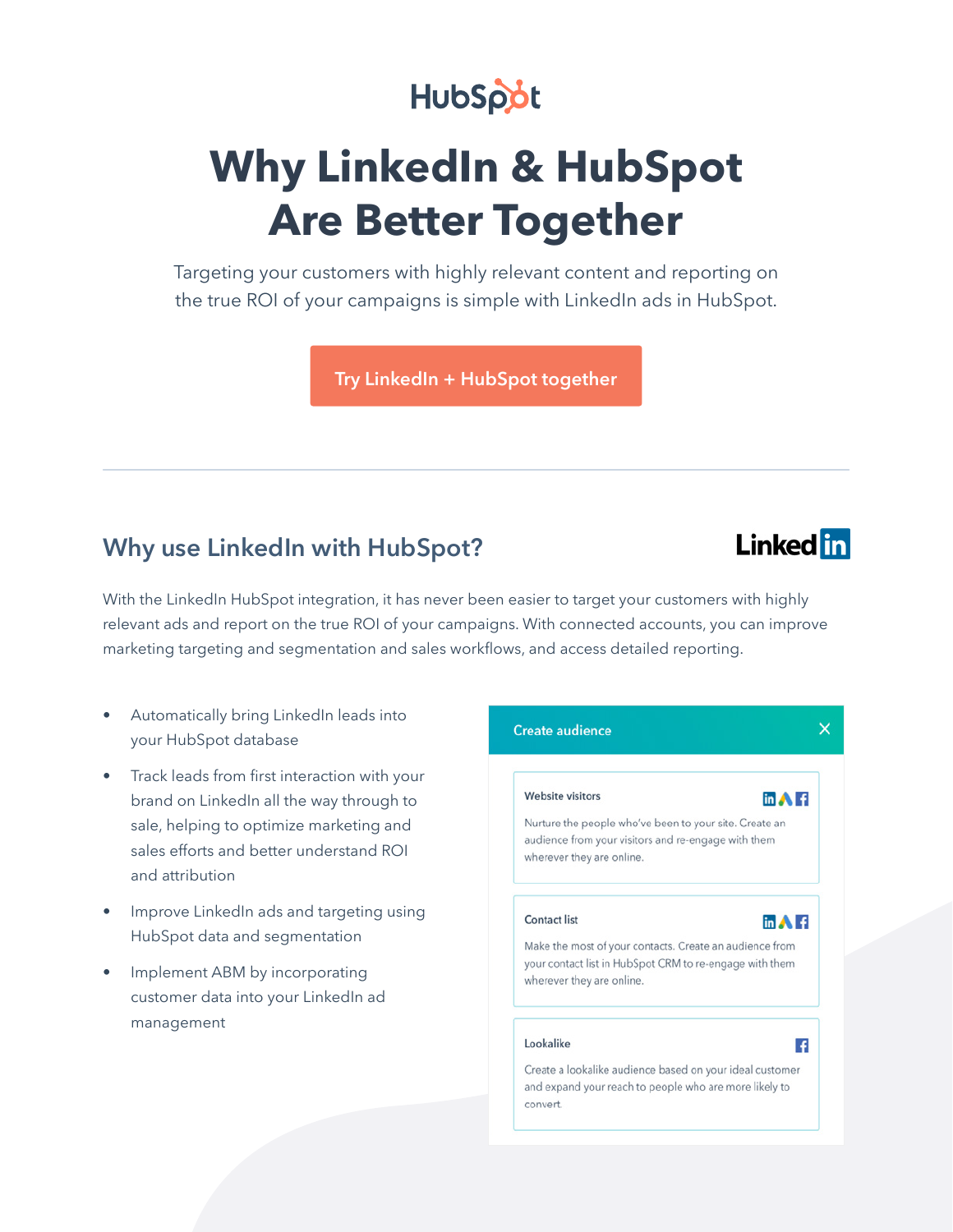HubSpot

# Why LinkedIn & HubSpot Are Better Together

Targeting your customers with highly relevant content and reporting on the true ROI of your campaigns is simple with LinkedIn ads in HubSpot.

Try LinkedIn + HubSpot together

---

## Why use LinkedIn with HubSpot?

LinkedIn

With the LinkedIn HubSpot integration, it has never been easier to target your customers with highly relevant ads and report on the true ROI of your campaigns. With connected accounts, you can improve marketing targeting and segmentation and sales workflows, and access detailed reporting.

- Automatically bring LinkedIn leads into your HubSpot database
- Track leads from first interaction with your brand on LinkedIn all the way through to sale, helping to optimize marketing and sales efforts and better understand ROI and attribution
- Improve LinkedIn ads and targeting using HubSpot data and segmentation
- Implement ABM by incorporating customer data into your LinkedIn ad management

**Create audience**

**Website visitors**

Nurture the people who've been to your site. Create an audience from your visitors and re-engage with them wherever they are online.

**Contact list**

Make the most of your contacts. Create an audience from your contact list in HubSpot CRM to re-engage with them wherever they are online.

**Lookalike**

Create a lookalike audience based on your ideal customer and expand your reach to people who are more likely to convert.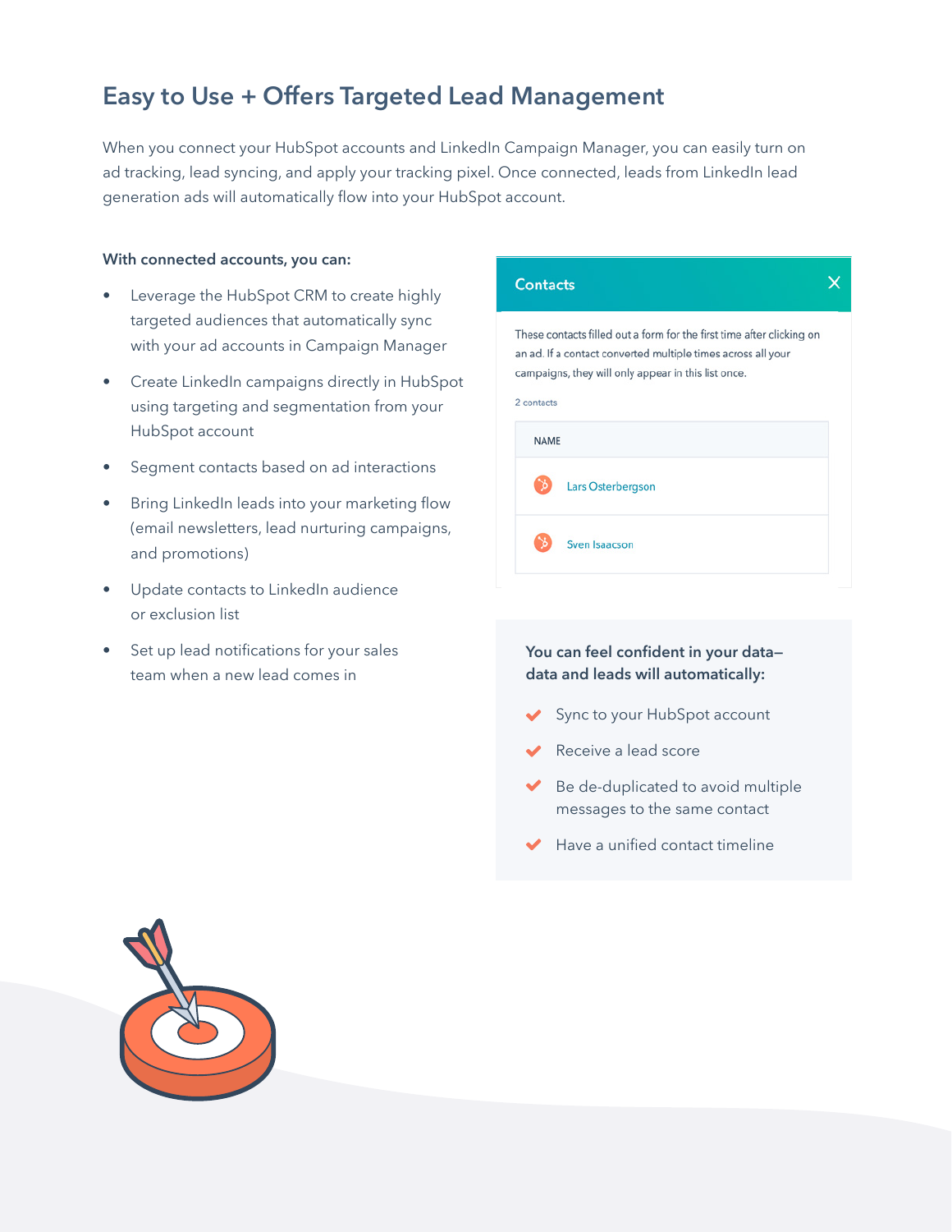## Easy to Use + Offers Targeted Lead Management

When you connect your HubSpot accounts and LinkedIn Campaign Manager, you can easily turn on ad tracking, lead syncing, and apply your tracking pixel. Once connected, leads from LinkedIn lead generation ads will automatically flow into your HubSpot account.

**With connected accounts, you can:**

- Leverage the HubSpot CRM to create highly targeted audiences that automatically sync with your ad accounts in Campaign Manager
- Create LinkedIn campaigns directly in HubSpot using targeting and segmentation from your HubSpot account
- Segment contacts based on ad interactions
- Bring LinkedIn leads into your marketing flow (email newsletters, lead nurturing campaigns, and promotions)
- Update contacts to LinkedIn audience or exclusion list
- Set up lead notifications for your sales team when a new lead comes in

**Contacts**

These contacts filled out a form for the first time after clicking on an ad. If a contact converted multiple times across all your campaigns, they will only appear in this list once.

2 contacts

| NAME |
| --- |
| Lars Osterbergson |
| Sven Isaacson |

**You can feel confident in your data– data and leads will automatically:**

- Sync to your HubSpot account
- Receive a lead score
- Be de-duplicated to avoid multiple messages to the same contact
- Have a unified contact timeline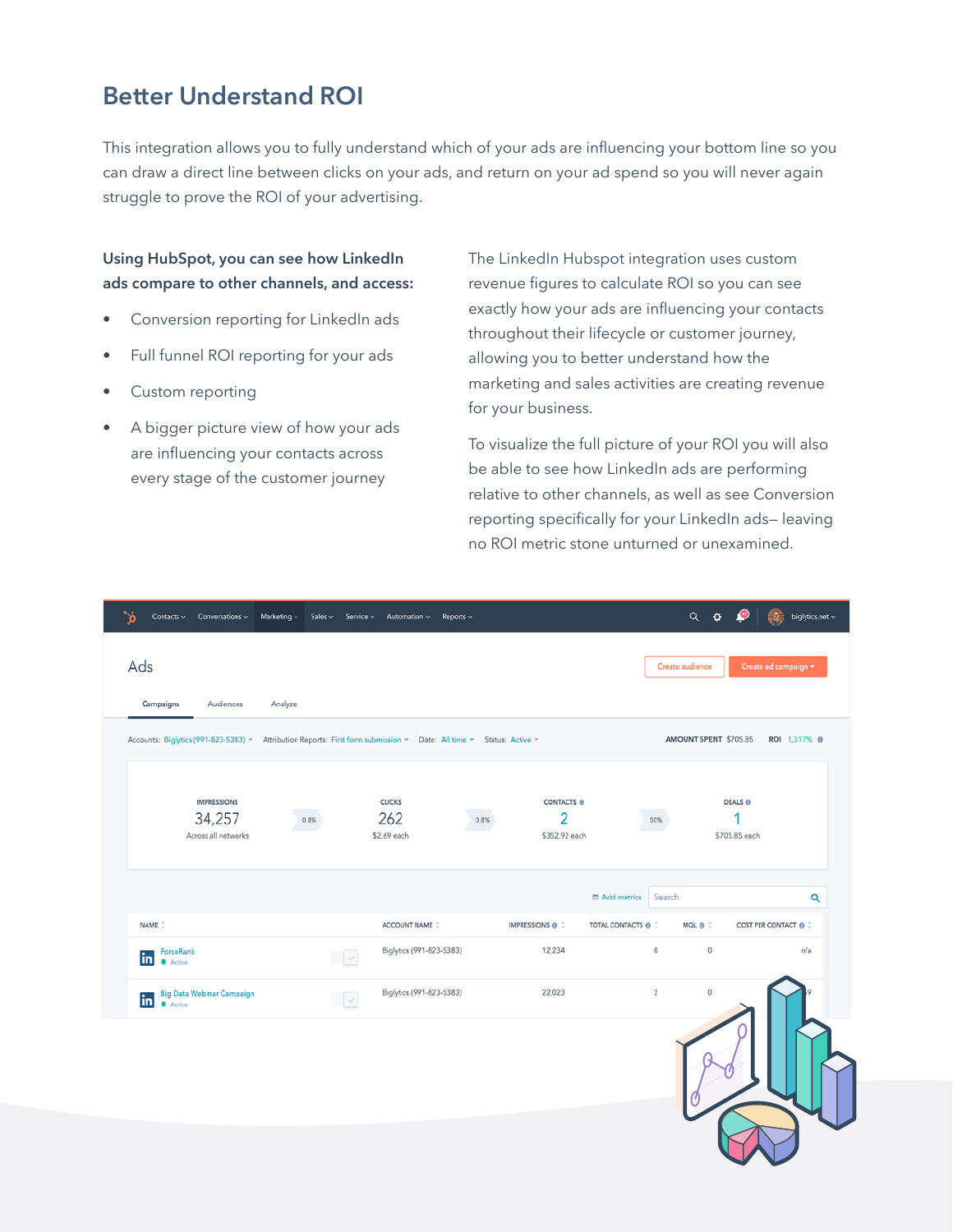# Better Understand ROI

This integration allows you to fully understand which of your ads are influencing your bottom line so you can draw a direct line between clicks on your ads, and return on your ad spend so you will never again struggle to prove the ROI of your advertising.

**Using HubSpot, you can see how LinkedIn ads compare to other channels, and access:**

- Conversion reporting for LinkedIn ads
- Full funnel ROI reporting for your ads
- Custom reporting
- A bigger picture view of how your ads are influencing your contacts across every stage of the customer journey

The LinkedIn Hubspot integration uses custom revenue figures to calculate ROI so you can see exactly how your ads are influencing your contacts throughout their lifecycle or customer journey, allowing you to better understand how the marketing and sales activities are creating revenue for your business.

To visualize the full picture of your ROI you will also be able to see how LinkedIn ads are performing relative to other channels, as well as see Conversion reporting specifically for your LinkedIn ads– leaving no ROI metric stone unturned or unexamined.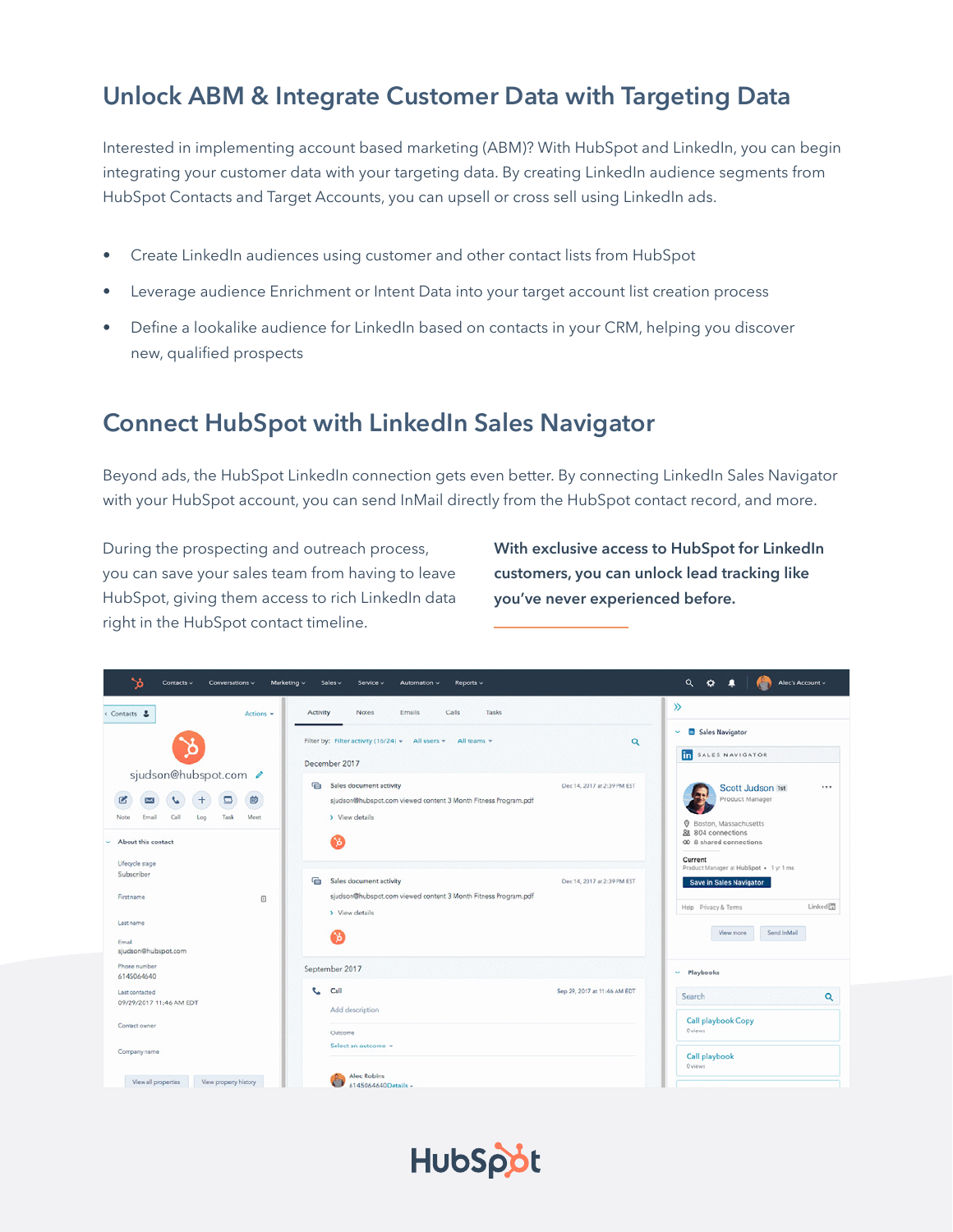## Unlock ABM & Integrate Customer Data with Targeting Data

Interested in implementing account based marketing (ABM)? With HubSpot and LinkedIn, you can begin integrating your customer data with your targeting data. By creating LinkedIn audience segments from HubSpot Contacts and Target Accounts, you can upsell or cross sell using LinkedIn ads.

- Create LinkedIn audiences using customer and other contact lists from HubSpot
- Leverage audience Enrichment or Intent Data into your target account list creation process
- Define a lookalike audience for LinkedIn based on contacts in your CRM, helping you discover new, qualified prospects

## Connect HubSpot with LinkedIn Sales Navigator

Beyond ads, the HubSpot LinkedIn connection gets even better. By connecting LinkedIn Sales Navigator with your HubSpot account, you can send InMail directly from the HubSpot contact record, and more.

During the prospecting and outreach process, you can save your sales team from having to leave HubSpot, giving them access to rich LinkedIn data right in the HubSpot contact timeline.

**With exclusive access to HubSpot for LinkedIn customers, you can unlock lead tracking like you've never experienced before.**